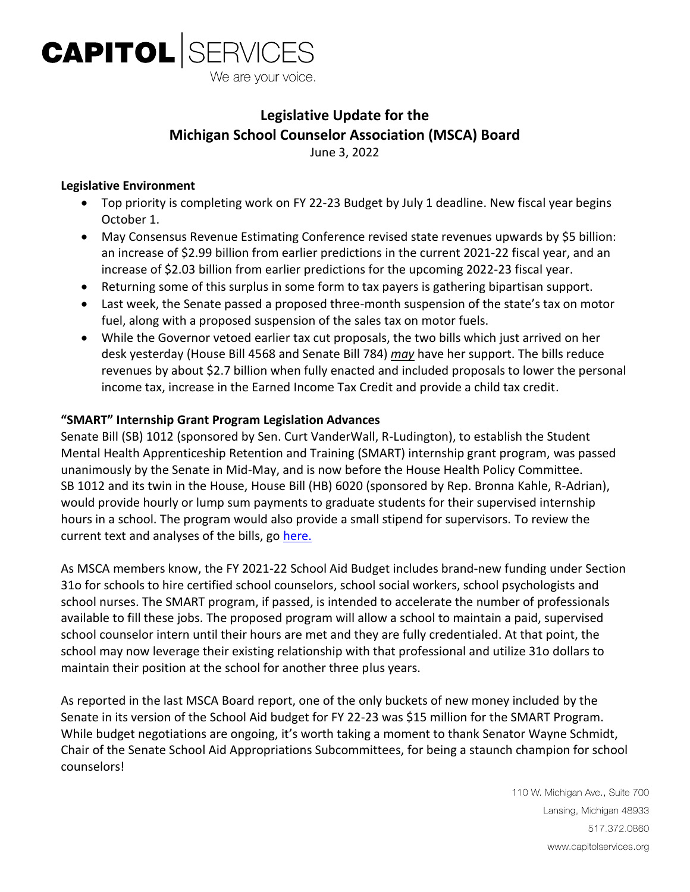**CAPITOL** | SERVICES

We are your voice.

# Legislative Update for the Michigan School Counselor Association (MSCA) Board

June 3, 2022

**Legislative Environment**

- Top priority is completing work on FY 22-23 Budget by July 1 deadline. New fiscal year begins October 1.
- May Consensus Revenue Estimating Conference revised state revenues upwards by $5 billion: an increase of $2.99 billion from earlier predictions in the current 2021-22 fiscal year, and an increase of $2.03 billion from earlier predictions for the upcoming 2022-23 fiscal year.
- Returning some of this surplus in some form to tax payers is gathering bipartisan support.
- Last week, the Senate passed a proposed three-month suspension of the state's tax on motor fuel, along with a proposed suspension of the sales tax on motor fuels.
- While the Governor vetoed earlier tax cut proposals, the two bills which just arrived on her desk yesterday (House Bill 4568 and Senate Bill 784) ***may*** have her support. The bills reduce revenues by about $2.7 billion when fully enacted and included proposals to lower the personal income tax, increase in the Earned Income Tax Credit and provide a child tax credit.

**"SMART" Internship Grant Program Legislation Advances**

Senate Bill (SB) 1012 (sponsored by Sen. Curt VanderWall, R-Ludington), to establish the Student Mental Health Apprenticeship Retention and Training (SMART) internship grant program, was passed unanimously by the Senate in Mid-May, and is now before the House Health Policy Committee. SB 1012 and its twin in the House, House Bill (HB) 6020 (sponsored by Rep. Bronna Kahle, R-Adrian), would provide hourly or lump sum payments to graduate students for their supervised internship hours in a school. The program would also provide a small stipend for supervisors. To review the current text and analyses of the bills, go here.

As MSCA members know, the FY 2021-22 School Aid Budget includes brand-new funding under Section 31o for schools to hire certified school counselors, school social workers, school psychologists and school nurses. The SMART program, if passed, is intended to accelerate the number of professionals available to fill these jobs. The proposed program will allow a school to maintain a paid, supervised school counselor intern until their hours are met and they are fully credentialed. At that point, the school may now leverage their existing relationship with that professional and utilize 31o dollars to maintain their position at the school for another three plus years.

As reported in the last MSCA Board report, one of the only buckets of new money included by the Senate in its version of the School Aid budget for FY 22-23 was $15 million for the SMART Program. While budget negotiations are ongoing, it's worth taking a moment to thank Senator Wayne Schmidt, Chair of the Senate School Aid Appropriations Subcommittees, for being a staunch champion for school counselors!

110 W. Michigan Ave., Suite 700
Lansing, Michigan 48933
517.372.0860
www.capitolservices.org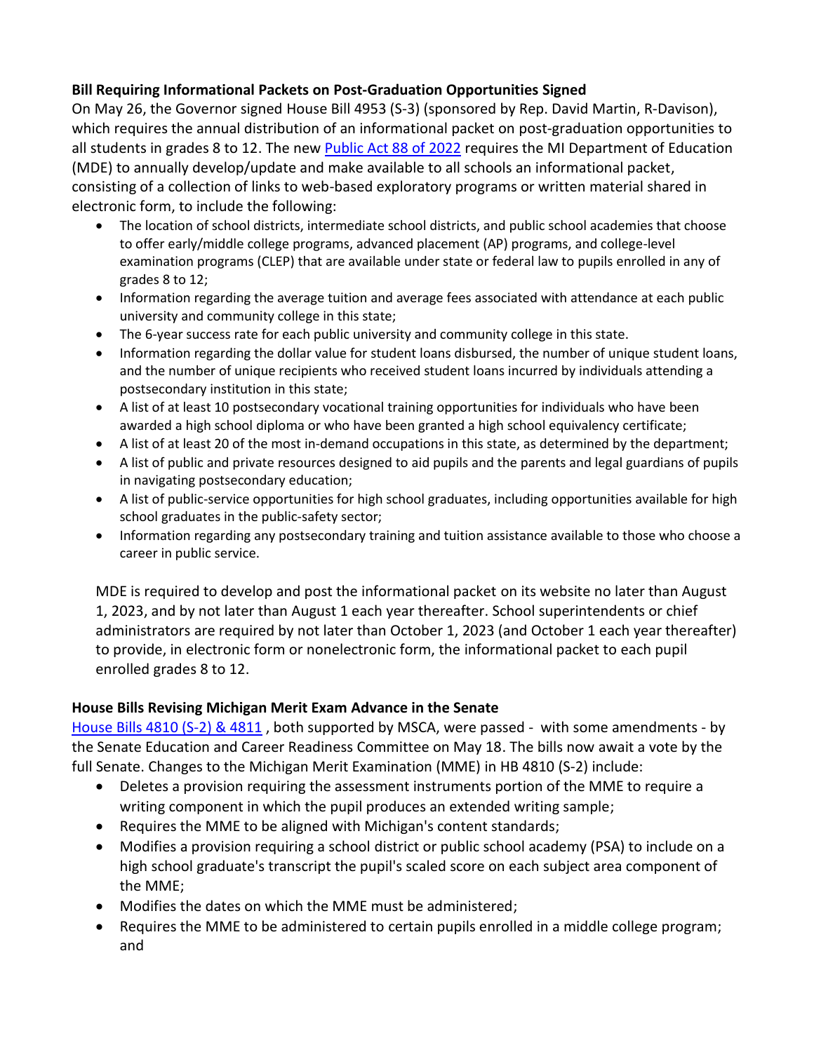**Bill Requiring Informational Packets on Post-Graduation Opportunities Signed**

On May 26, the Governor signed House Bill 4953 (S-3) (sponsored by Rep. David Martin, R-Davison), which requires the annual distribution of an informational packet on post-graduation opportunities to all students in grades 8 to 12. The new [Public Act 88 of 2022]() requires the MI Department of Education (MDE) to annually develop/update and make available to all schools an informational packet, consisting of a collection of links to web-based exploratory programs or written material shared in electronic form, to include the following:

- The location of school districts, intermediate school districts, and public school academies that choose to offer early/middle college programs, advanced placement (AP) programs, and college-level examination programs (CLEP) that are available under state or federal law to pupils enrolled in any of grades 8 to 12;
- Information regarding the average tuition and average fees associated with attendance at each public university and community college in this state;
- The 6-year success rate for each public university and community college in this state.
- Information regarding the dollar value for student loans disbursed, the number of unique student loans, and the number of unique recipients who received student loans incurred by individuals attending a postsecondary institution in this state;
- A list of at least 10 postsecondary vocational training opportunities for individuals who have been awarded a high school diploma or who have been granted a high school equivalency certificate;
- A list of at least 20 of the most in-demand occupations in this state, as determined by the department;
- A list of public and private resources designed to aid pupils and the parents and legal guardians of pupils in navigating postsecondary education;
- A list of public-service opportunities for high school graduates, including opportunities available for high school graduates in the public-safety sector;
- Information regarding any postsecondary training and tuition assistance available to those who choose a career in public service.

MDE is required to develop and post the informational packet on its website no later than August 1, 2023, and by not later than August 1 each year thereafter. School superintendents or chief administrators are required by not later than October 1, 2023 (and October 1 each year thereafter) to provide, in electronic form or nonelectronic form, the informational packet to each pupil enrolled grades 8 to 12.

**House Bills Revising Michigan Merit Exam Advance in the Senate**

[House Bills 4810 (S-2) & 4811]() , both supported by MSCA, were passed - with some amendments - by the Senate Education and Career Readiness Committee on May 18. The bills now await a vote by the full Senate. Changes to the Michigan Merit Examination (MME) in HB 4810 (S-2) include:

- Deletes a provision requiring the assessment instruments portion of the MME to require a writing component in which the pupil produces an extended writing sample;
- Requires the MME to be aligned with Michigan's content standards;
- Modifies a provision requiring a school district or public school academy (PSA) to include on a high school graduate's transcript the pupil's scaled score on each subject area component of the MME;
- Modifies the dates on which the MME must be administered;
- Requires the MME to be administered to certain pupils enrolled in a middle college program; and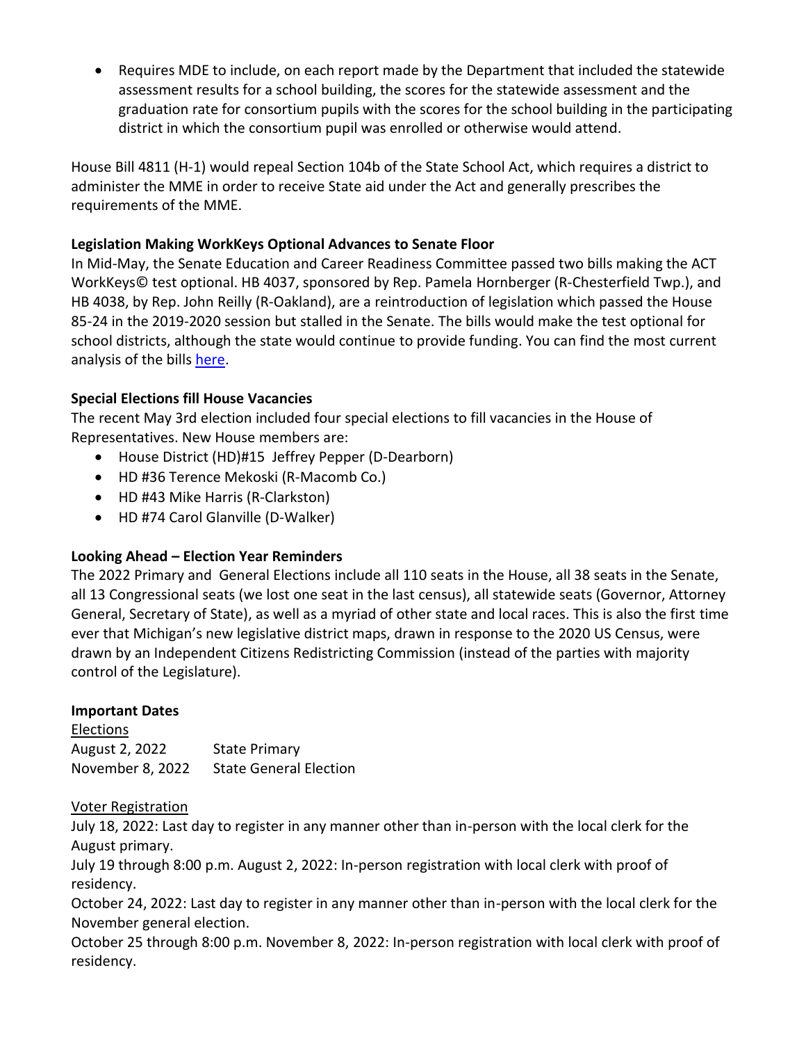- Requires MDE to include, on each report made by the Department that included the statewide assessment results for a school building, the scores for the statewide assessment and the graduation rate for consortium pupils with the scores for the school building in the participating district in which the consortium pupil was enrolled or otherwise would attend.

House Bill 4811 (H-1) would repeal Section 104b of the State School Act, which requires a district to administer the MME in order to receive State aid under the Act and generally prescribes the requirements of the MME.

**Legislation Making WorkKeys Optional Advances to Senate Floor**

In Mid-May, the Senate Education and Career Readiness Committee passed two bills making the ACT WorkKeys© test optional. HB 4037, sponsored by Rep. Pamela Hornberger (R-Chesterfield Twp.), and HB 4038, by Rep. John Reilly (R-Oakland), are a reintroduction of legislation which passed the House 85-24 in the 2019-2020 session but stalled in the Senate. The bills would make the test optional for school districts, although the state would continue to provide funding. You can find the most current analysis of the bills [here](here).

**Special Elections fill House Vacancies**

The recent May 3rd election included four special elections to fill vacancies in the House of Representatives. New House members are:

- House District (HD)#15 Jeffrey Pepper (D-Dearborn)
- HD #36 Terence Mekoski (R-Macomb Co.)
- HD #43 Mike Harris (R-Clarkston)
- HD #74 Carol Glanville (D-Walker)

**Looking Ahead – Election Year Reminders**

The 2022 Primary and General Elections include all 110 seats in the House, all 38 seats in the Senate, all 13 Congressional seats (we lost one seat in the last census), all statewide seats (Governor, Attorney General, Secretary of State), as well as a myriad of other state and local races. This is also the first time ever that Michigan's new legislative district maps, drawn in response to the 2020 US Census, were drawn by an Independent Citizens Redistricting Commission (instead of the parties with majority control of the Legislature).

**Important Dates**

<u>Elections</u>

| | |
|---|---|
| August 2, 2022 | State Primary |
| November 8, 2022 | State General Election |

<u>Voter Registration</u>

July 18, 2022: Last day to register in any manner other than in-person with the local clerk for the August primary.

July 19 through 8:00 p.m. August 2, 2022: In-person registration with local clerk with proof of residency.

October 24, 2022: Last day to register in any manner other than in-person with the local clerk for the November general election.

October 25 through 8:00 p.m. November 8, 2022: In-person registration with local clerk with proof of residency.